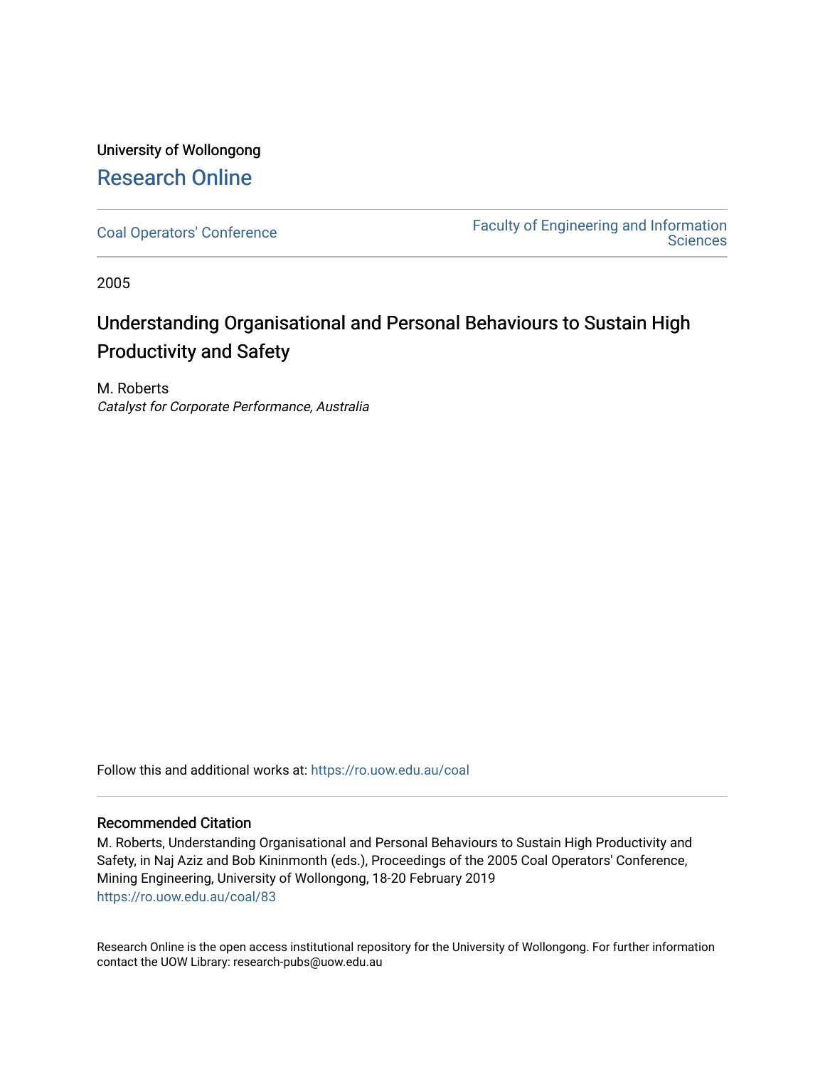University of Wollongong

# Research Online

Coal Operators' Conference | Faculty of Engineering and Information Sciences

2005

## Understanding Organisational and Personal Behaviours to Sustain High Productivity and Safety

M. Roberts
*Catalyst for Corporate Performance, Australia*

Follow this and additional works at: https://ro.uow.edu.au/coal

### Recommended Citation

M. Roberts, Understanding Organisational and Personal Behaviours to Sustain High Productivity and Safety, in Naj Aziz and Bob Kininmonth (eds.), Proceedings of the 2005 Coal Operators' Conference, Mining Engineering, University of Wollongong, 18-20 February 2019
https://ro.uow.edu.au/coal/83

Research Online is the open access institutional repository for the University of Wollongong. For further information contact the UOW Library: research-pubs@uow.edu.au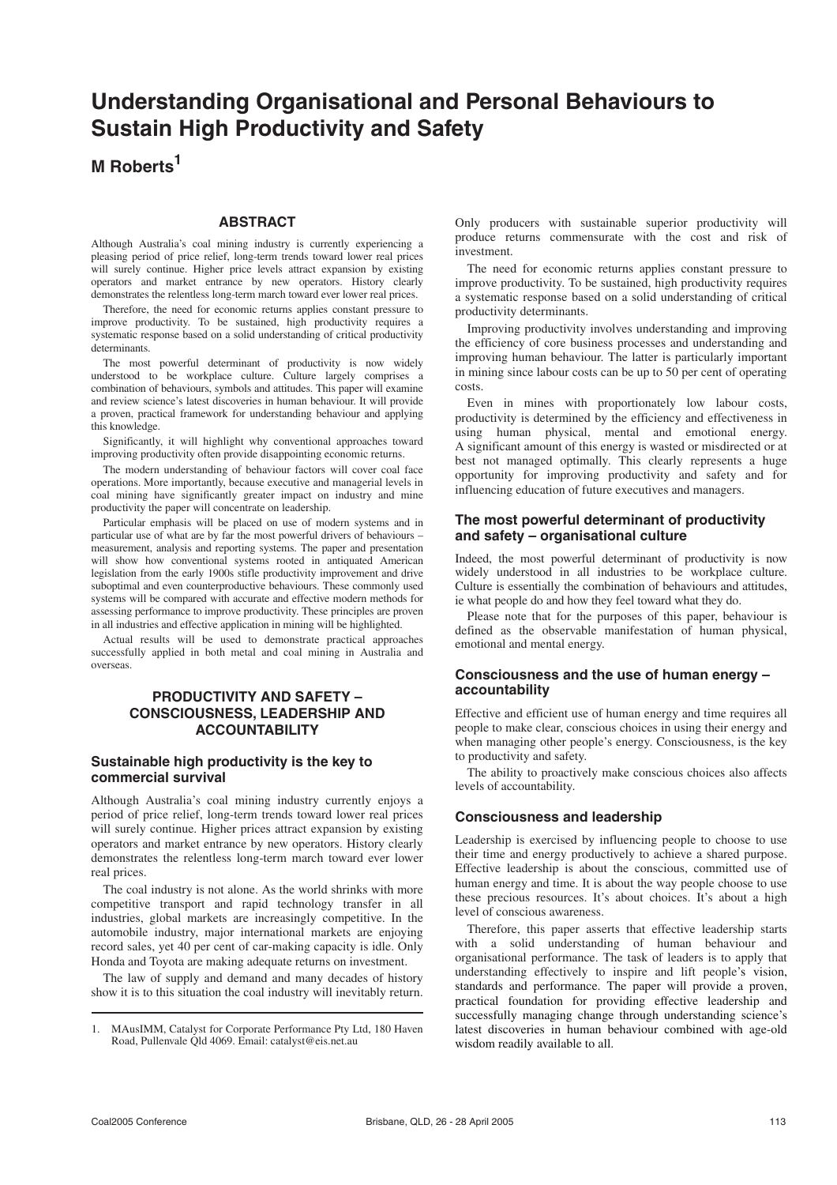# Understanding Organisational and Personal Behaviours to Sustain High Productivity and Safety

## M Roberts[1]

### ABSTRACT

Although Australia's coal mining industry is currently experiencing a pleasing period of price relief, long-term trends toward lower real prices will surely continue. Higher price levels attract expansion by existing operators and market entrance by new operators. History clearly demonstrates the relentless long-term march toward ever lower real prices.

Therefore, the need for economic returns applies constant pressure to improve productivity. To be sustained, high productivity requires a systematic response based on a solid understanding of critical productivity determinants.

The most powerful determinant of productivity is now widely understood to be workplace culture. Culture largely comprises a combination of behaviours, symbols and attitudes. This paper will examine and review science's latest discoveries in human behaviour. It will provide a proven, practical framework for understanding behaviour and applying this knowledge.

Significantly, it will highlight why conventional approaches toward improving productivity often provide disappointing economic returns.

The modern understanding of behaviour factors will cover coal face operations. More importantly, because executive and managerial levels in coal mining have significantly greater impact on industry and mine productivity the paper will concentrate on leadership.

Particular emphasis will be placed on use of modern systems and in particular use of what are by far the most powerful drivers of behaviours – measurement, analysis and reporting systems. The paper and presentation will show how conventional systems rooted in antiquated American legislation from the early 1900s stifle productivity improvement and drive suboptimal and even counterproductive behaviours. These commonly used systems will be compared with accurate and effective modern methods for assessing performance to improve productivity. These principles are proven in all industries and effective application in mining will be highlighted.

Actual results will be used to demonstrate practical approaches successfully applied in both metal and coal mining in Australia and overseas.

## PRODUCTIVITY AND SAFETY – CONSCIOUSNESS, LEADERSHIP AND ACCOUNTABILITY

### Sustainable high productivity is the key to commercial survival

Although Australia's coal mining industry currently enjoys a period of price relief, long-term trends toward lower real prices will surely continue. Higher prices attract expansion by existing operators and market entrance by new operators. History clearly demonstrates the relentless long-term march toward ever lower real prices.

The coal industry is not alone. As the world shrinks with more competitive transport and rapid technology transfer in all industries, global markets are increasingly competitive. In the automobile industry, major international markets are enjoying record sales, yet 40 per cent of car-making capacity is idle. Only Honda and Toyota are making adequate returns on investment.

The law of supply and demand and many decades of history show it is to this situation the coal industry will inevitably return. Only producers with sustainable superior productivity will produce returns commensurate with the cost and risk of investment.

The need for economic returns applies constant pressure to improve productivity. To be sustained, high productivity requires a systematic response based on a solid understanding of critical productivity determinants.

Improving productivity involves understanding and improving the efficiency of core business processes and understanding and improving human behaviour. The latter is particularly important in mining since labour costs can be up to 50 per cent of operating costs.

Even in mines with proportionately low labour costs, productivity is determined by the efficiency and effectiveness in using human physical, mental and emotional energy. A significant amount of this energy is wasted or misdirected or at best not managed optimally. This clearly represents a huge opportunity for improving productivity and safety and for influencing education of future executives and managers.

### The most powerful determinant of productivity and safety – organisational culture

Indeed, the most powerful determinant of productivity is now widely understood in all industries to be workplace culture. Culture is essentially the combination of behaviours and attitudes, ie what people do and how they feel toward what they do.

Please note that for the purposes of this paper, behaviour is defined as the observable manifestation of human physical, emotional and mental energy.

### Consciousness and the use of human energy – accountability

Effective and efficient use of human energy and time requires all people to make clear, conscious choices in using their energy and when managing other people's energy. Consciousness, is the key to productivity and safety.

The ability to proactively make conscious choices also affects levels of accountability.

### Consciousness and leadership

Leadership is exercised by influencing people to choose to use their time and energy productively to achieve a shared purpose. Effective leadership is about the conscious, committed use of human energy and time. It is about the way people choose to use these precious resources. It's about choices. It's about a high level of conscious awareness.

Therefore, this paper asserts that effective leadership starts with a solid understanding of human behaviour and organisational performance. The task of leaders is to apply that understanding effectively to inspire and lift people's vision, standards and performance. The paper will provide a proven, practical foundation for providing effective leadership and successfully managing change through understanding science's latest discoveries in human behaviour combined with age-old wisdom readily available to all.

---

1. MAusIMM, Catalyst for Corporate Performance Pty Ltd, 180 Haven Road, Pullenvale Qld 4069. Email: catalyst@eis.net.au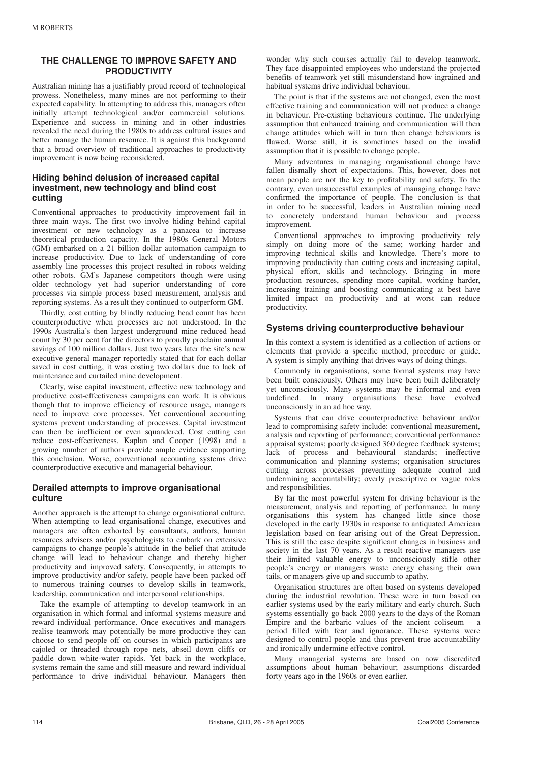## THE CHALLENGE TO IMPROVE SAFETY AND PRODUCTIVITY

Australian mining has a justifiably proud record of technological prowess. Nonetheless, many mines are not performing to their expected capability. In attempting to address this, managers often initially attempt technological and/or commercial solutions. Experience and success in mining and in other industries revealed the need during the 1980s to address cultural issues and better manage the human resource. It is against this background that a broad overview of traditional approaches to productivity improvement is now being reconsidered.

### Hiding behind delusion of increased capital investment, new technology and blind cost cutting

Conventional approaches to productivity improvement fail in three main ways. The first two involve hiding behind capital investment or new technology as a panacea to increase theoretical production capacity. In the 1980s General Motors (GM) embarked on a 21 billion dollar automation campaign to increase productivity. Due to lack of understanding of core assembly line processes this project resulted in robots welding other robots. GM's Japanese competitors though were using older technology yet had superior understanding of core processes via simple process based measurement, analysis and reporting systems. As a result they continued to outperform GM.

Thirdly, cost cutting by blindly reducing head count has been counterproductive when processes are not understood. In the 1990s Australia's then largest underground mine reduced head count by 30 per cent for the directors to proudly proclaim annual savings of 100 million dollars. Just two years later the site's new executive general manager reportedly stated that for each dollar saved in cost cutting, it was costing two dollars due to lack of maintenance and curtailed mine development.

Clearly, wise capital investment, effective new technology and productive cost-effectiveness campaigns can work. It is obvious though that to improve efficiency of resource usage, managers need to improve core processes. Yet conventional accounting systems prevent understanding of processes. Capital investment can then be inefficient or even squandered. Cost cutting can reduce cost-effectiveness. Kaplan and Cooper (1998) and a growing number of authors provide ample evidence supporting this conclusion. Worse, conventional accounting systems drive counterproductive executive and managerial behaviour.

### Derailed attempts to improve organisational culture

Another approach is the attempt to change organisational culture. When attempting to lead organisational change, executives and managers are often exhorted by consultants, authors, human resources advisers and/or psychologists to embark on extensive campaigns to change people's attitude in the belief that attitude change will lead to behaviour change and thereby higher productivity and improved safety. Consequently, in attempts to improve productivity and/or safety, people have been packed off to numerous training courses to develop skills in teamwork, leadership, communication and interpersonal relationships.

Take the example of attempting to develop teamwork in an organisation in which formal and informal systems measure and reward individual performance. Once executives and managers realise teamwork may potentially be more productive they can choose to send people off on courses in which participants are cajoled or threaded through rope nets, abseil down cliffs or paddle down white-water rapids. Yet back in the workplace, systems remain the same and still measure and reward individual performance to drive individual behaviour. Managers then wonder why such courses actually fail to develop teamwork. They face disappointed employees who understand the projected benefits of teamwork yet still misunderstand how ingrained and habitual systems drive individual behaviour.

The point is that if the systems are not changed, even the most effective training and communication will not produce a change in behaviour. Pre-existing behaviours continue. The underlying assumption that enhanced training and communication will then change attitudes which will in turn then change behaviours is flawed. Worse still, it is sometimes based on the invalid assumption that it is possible to change people.

Many adventures in managing organisational change have fallen dismally short of expectations. This, however, does not mean people are not the key to profitability and safety. To the contrary, even unsuccessful examples of managing change have confirmed the importance of people. The conclusion is that in order to be successful, leaders in Australian mining need to concretely understand human behaviour and process improvement.

Conventional approaches to improving productivity rely simply on doing more of the same; working harder and improving technical skills and knowledge. There's more to improving productivity than cutting costs and increasing capital, physical effort, skills and technology. Bringing in more production resources, spending more capital, working harder, increasing training and boosting communicating at best have limited impact on productivity and at worst can reduce productivity.

### Systems driving counterproductive behaviour

In this context a system is identified as a collection of actions or elements that provide a specific method, procedure or guide. A system is simply anything that drives ways of doing things.

Commonly in organisations, some formal systems may have been built consciously. Others may have been built deliberately yet unconsciously. Many systems may be informal and even undefined. In many organisations these have evolved unconsciously in an ad hoc way.

Systems that can drive counterproductive behaviour and/or lead to compromising safety include: conventional measurement, analysis and reporting of performance; conventional performance appraisal systems; poorly designed 360 degree feedback systems; lack of process and behavioural standards; ineffective communication and planning systems; organisation structures cutting across processes preventing adequate control and undermining accountability; overly prescriptive or vague roles and responsibilities.

By far the most powerful system for driving behaviour is the measurement, analysis and reporting of performance. In many organisations this system has changed little since those developed in the early 1930s in response to antiquated American legislation based on fear arising out of the Great Depression. This is still the case despite significant changes in business and society in the last 70 years. As a result reactive managers use their limited valuable energy to unconsciously stifle other people's energy or managers waste energy chasing their own tails, or managers give up and succumb to apathy.

Organisation structures are often based on systems developed during the industrial revolution. These were in turn based on earlier systems used by the early military and early church. Such systems essentially go back 2000 years to the days of the Roman Empire and the barbaric values of the ancient coliseum – a period filled with fear and ignorance. These systems were designed to control people and thus prevent true accountability and ironically undermine effective control.

Many managerial systems are based on now discredited assumptions about human behaviour; assumptions discarded forty years ago in the 1960s or even earlier.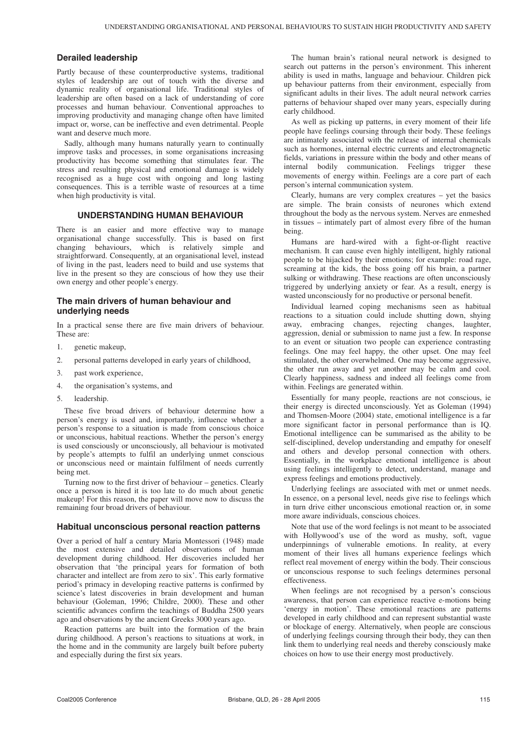### Derailed leadership

Partly because of these counterproductive systems, traditional styles of leadership are out of touch with the diverse and dynamic reality of organisational life. Traditional styles of leadership are often based on a lack of understanding of core processes and human behaviour. Conventional approaches to improving productivity and managing change often have limited impact or, worse, can be ineffective and even detrimental. People want and deserve much more.

Sadly, although many humans naturally yearn to continually improve tasks and processes, in some organisations increasing productivity has become something that stimulates fear. The stress and resulting physical and emotional damage is widely recognised as a huge cost with ongoing and long lasting consequences. This is a terrible waste of resources at a time when high productivity is vital.

## UNDERSTANDING HUMAN BEHAVIOUR

There is an easier and more effective way to manage organisational change successfully. This is based on first changing behaviours, which is relatively simple and straightforward. Consequently, at an organisational level, instead of living in the past, leaders need to build and use systems that live in the present so they are conscious of how they use their own energy and other people's energy.

### The main drivers of human behaviour and underlying needs

In a practical sense there are five main drivers of behaviour. These are:

1. genetic makeup,
2. personal patterns developed in early years of childhood,
3. past work experience,
4. the organisation's systems, and
5. leadership.

These five broad drivers of behaviour determine how a person's energy is used and, importantly, influence whether a person's response to a situation is made from conscious choice or unconscious, habitual reactions. Whether the person's energy is used consciously or unconsciously, all behaviour is motivated by people's attempts to fulfil an underlying unmet conscious or unconscious need or maintain fulfilment of needs currently being met.

Turning now to the first driver of behaviour – genetics. Clearly once a person is hired it is too late to do much about genetic makeup! For this reason, the paper will move now to discuss the remaining four broad drivers of behaviour.

### Habitual unconscious personal reaction patterns

Over a period of half a century Maria Montessori (1948) made the most extensive and detailed observations of human development during childhood. Her discoveries included her observation that 'the principal years for formation of both character and intellect are from zero to six'. This early formative period's primacy in developing reactive patterns is confirmed by science's latest discoveries in brain development and human behaviour (Goleman, 1996; Childre, 2000). These and other scientific advances confirm the teachings of Buddha 2500 years ago and observations by the ancient Greeks 3000 years ago.

Reaction patterns are built into the formation of the brain during childhood. A person's reactions to situations at work, in the home and in the community are largely built before puberty and especially during the first six years.

The human brain's rational neural network is designed to search out patterns in the person's environment. This inherent ability is used in maths, language and behaviour. Children pick up behaviour patterns from their environment, especially from significant adults in their lives. The adult neural network carries patterns of behaviour shaped over many years, especially during early childhood.

As well as picking up patterns, in every moment of their life people have feelings coursing through their body. These feelings are intimately associated with the release of internal chemicals such as hormones, internal electric currents and electromagnetic fields, variations in pressure within the body and other means of internal bodily communication. Feelings trigger these movements of energy within. Feelings are a core part of each person's internal communication system.

Clearly, humans are very complex creatures – yet the basics are simple. The brain consists of neurones which extend throughout the body as the nervous system. Nerves are enmeshed in tissues – intimately part of almost every fibre of the human being.

Humans are hard-wired with a fight-or-flight reactive mechanism. It can cause even highly intelligent, highly rational people to be hijacked by their emotions; for example: road rage, screaming at the kids, the boss going off his brain, a partner sulking or withdrawing. These reactions are often unconsciously triggered by underlying anxiety or fear. As a result, energy is wasted unconsciously for no productive or personal benefit.

Individual learned coping mechanisms seen as habitual reactions to a situation could include shutting down, shying away, embracing changes, rejecting changes, laughter, aggression, denial or submission to name just a few. In response to an event or situation two people can experience contrasting feelings. One may feel happy, the other upset. One may feel stimulated, the other overwhelmed. One may become aggressive, the other run away and yet another may be calm and cool. Clearly happiness, sadness and indeed all feelings come from within. Feelings are generated within.

Essentially for many people, reactions are not conscious, ie their energy is directed unconsciously. Yet as Goleman (1994) and Thomsen-Moore (2004) state, emotional intelligence is a far more significant factor in personal performance than is IQ. Emotional intelligence can be summarised as the ability to be self-disciplined, develop understanding and empathy for oneself and others and develop personal connection with others. Essentially, in the workplace emotional intelligence is about using feelings intelligently to detect, understand, manage and express feelings and emotions productively.

Underlying feelings are associated with met or unmet needs. In essence, on a personal level, needs give rise to feelings which in turn drive either unconscious emotional reaction or, in some more aware individuals, conscious choices.

Note that use of the word feelings is not meant to be associated with Hollywood's use of the word as mushy, soft, vague underpinnings of vulnerable emotions. In reality, at every moment of their lives all humans experience feelings which reflect real movement of energy within the body. Their conscious or unconscious response to such feelings determines personal effectiveness.

When feelings are not recognised by a person's conscious awareness, that person can experience reactive e-motions being 'energy in motion'. These emotional reactions are patterns developed in early childhood and can represent substantial waste or blockage of energy. Alternatively, when people are conscious of underlying feelings coursing through their body, they can then link them to underlying real needs and thereby consciously make choices on how to use their energy most productively.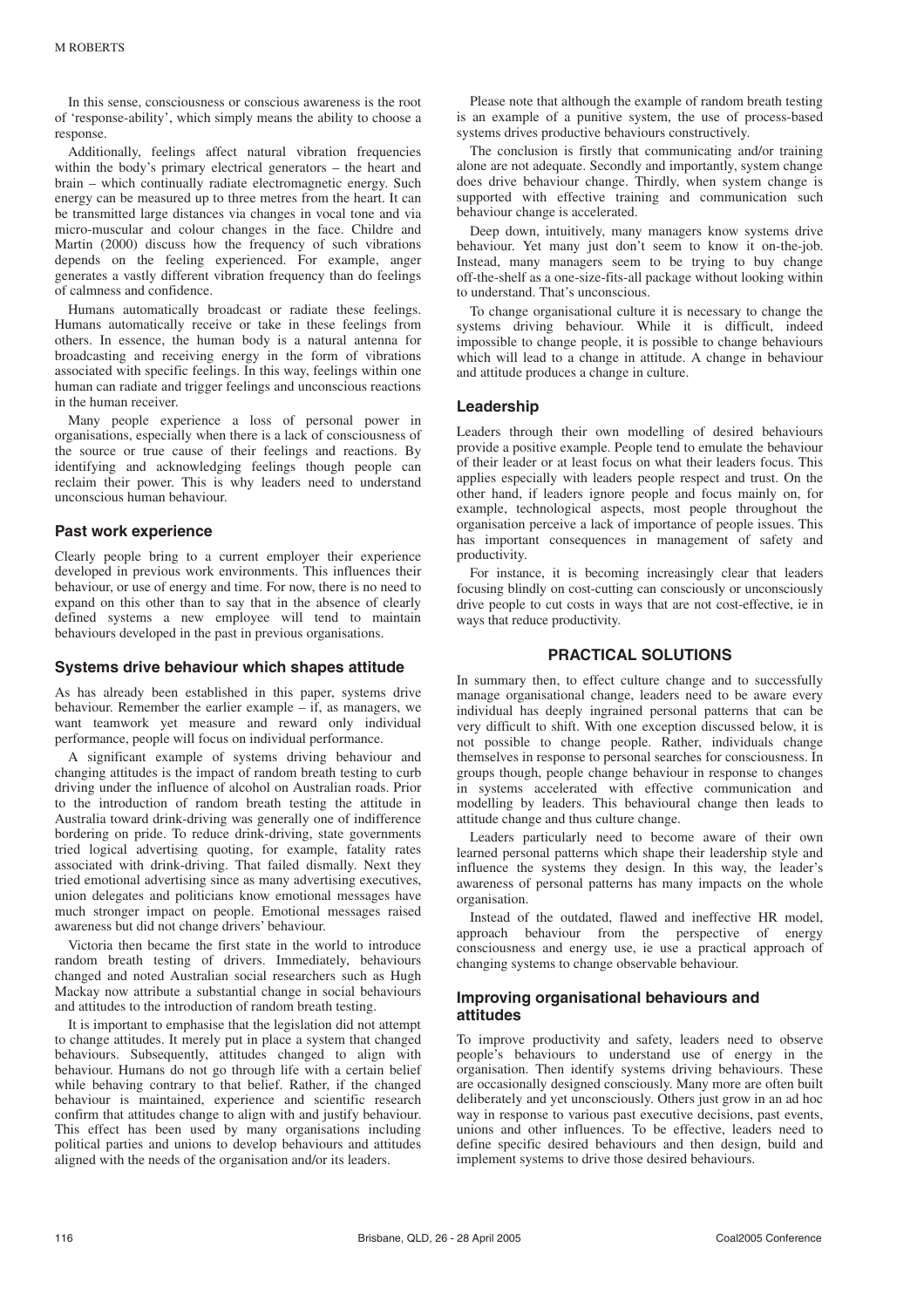In this sense, consciousness or conscious awareness is the root of 'response-ability', which simply means the ability to choose a response.

Additionally, feelings affect natural vibration frequencies within the body's primary electrical generators – the heart and brain – which continually radiate electromagnetic energy. Such energy can be measured up to three metres from the heart. It can be transmitted large distances via changes in vocal tone and via micro-muscular and colour changes in the face. Childre and Martin (2000) discuss how the frequency of such vibrations depends on the feeling experienced. For example, anger generates a vastly different vibration frequency than do feelings of calmness and confidence.

Humans automatically broadcast or radiate these feelings. Humans automatically receive or take in these feelings from others. In essence, the human body is a natural antenna for broadcasting and receiving energy in the form of vibrations associated with specific feelings. In this way, feelings within one human can radiate and trigger feelings and unconscious reactions in the human receiver.

Many people experience a loss of personal power in organisations, especially when there is a lack of consciousness of the source or true cause of their feelings and reactions. By identifying and acknowledging feelings though people can reclaim their power. This is why leaders need to understand unconscious human behaviour.

### Past work experience

Clearly people bring to a current employer their experience developed in previous work environments. This influences their behaviour, or use of energy and time. For now, there is no need to expand on this other than to say that in the absence of clearly defined systems a new employee will tend to maintain behaviours developed in the past in previous organisations.

### Systems drive behaviour which shapes attitude

As has already been established in this paper, systems drive behaviour. Remember the earlier example – if, as managers, we want teamwork yet measure and reward only individual performance, people will focus on individual performance.

A significant example of systems driving behaviour and changing attitudes is the impact of random breath testing to curb driving under the influence of alcohol on Australian roads. Prior to the introduction of random breath testing the attitude in Australia toward drink-driving was generally one of indifference bordering on pride. To reduce drink-driving, state governments tried logical advertising quoting, for example, fatality rates associated with drink-driving. That failed dismally. Next they tried emotional advertising since as many advertising executives, union delegates and politicians know emotional messages have much stronger impact on people. Emotional messages raised awareness but did not change drivers' behaviour.

Victoria then became the first state in the world to introduce random breath testing of drivers. Immediately, behaviours changed and noted Australian social researchers such as Hugh Mackay now attribute a substantial change in social behaviours and attitudes to the introduction of random breath testing.

It is important to emphasise that the legislation did not attempt to change attitudes. It merely put in place a system that changed behaviours. Subsequently, attitudes changed to align with behaviour. Humans do not go through life with a certain belief while behaving contrary to that belief. Rather, if the changed behaviour is maintained, experience and scientific research confirm that attitudes change to align with and justify behaviour. This effect has been used by many organisations including political parties and unions to develop behaviours and attitudes aligned with the needs of the organisation and/or its leaders.

Please note that although the example of random breath testing is an example of a punitive system, the use of process-based systems drives productive behaviours constructively.

The conclusion is firstly that communicating and/or training alone are not adequate. Secondly and importantly, system change does drive behaviour change. Thirdly, when system change is supported with effective training and communication such behaviour change is accelerated.

Deep down, intuitively, many managers know systems drive behaviour. Yet many just don't seem to know it on-the-job. Instead, many managers seem to be trying to buy change off-the-shelf as a one-size-fits-all package without looking within to understand. That's unconscious.

To change organisational culture it is necessary to change the systems driving behaviour. While it is difficult, indeed impossible to change people, it is possible to change behaviours which will lead to a change in attitude. A change in behaviour and attitude produces a change in culture.

### Leadership

Leaders through their own modelling of desired behaviours provide a positive example. People tend to emulate the behaviour of their leader or at least focus on what their leaders focus. This applies especially with leaders people respect and trust. On the other hand, if leaders ignore people and focus mainly on, for example, technological aspects, most people throughout the organisation perceive a lack of importance of people issues. This has important consequences in management of safety and productivity.

For instance, it is becoming increasingly clear that leaders focusing blindly on cost-cutting can consciously or unconsciously drive people to cut costs in ways that are not cost-effective, ie in ways that reduce productivity.

## PRACTICAL SOLUTIONS

In summary then, to effect culture change and to successfully manage organisational change, leaders need to be aware every individual has deeply ingrained personal patterns that can be very difficult to shift. With one exception discussed below, it is not possible to change people. Rather, individuals change themselves in response to personal searches for consciousness. In groups though, people change behaviour in response to changes in systems accelerated with effective communication and modelling by leaders. This behavioural change then leads to attitude change and thus culture change.

Leaders particularly need to become aware of their own learned personal patterns which shape their leadership style and influence the systems they design. In this way, the leader's awareness of personal patterns has many impacts on the whole organisation.

Instead of the outdated, flawed and ineffective HR model, approach behaviour from the perspective of energy consciousness and energy use, ie use a practical approach of changing systems to change observable behaviour.

### Improving organisational behaviours and attitudes

To improve productivity and safety, leaders need to observe people's behaviours to understand use of energy in the organisation. Then identify systems driving behaviours. These are occasionally designed consciously. Many more are often built deliberately and yet unconsciously. Others just grow in an ad hoc way in response to various past executive decisions, past events, unions and other influences. To be effective, leaders need to define specific desired behaviours and then design, build and implement systems to drive those desired behaviours.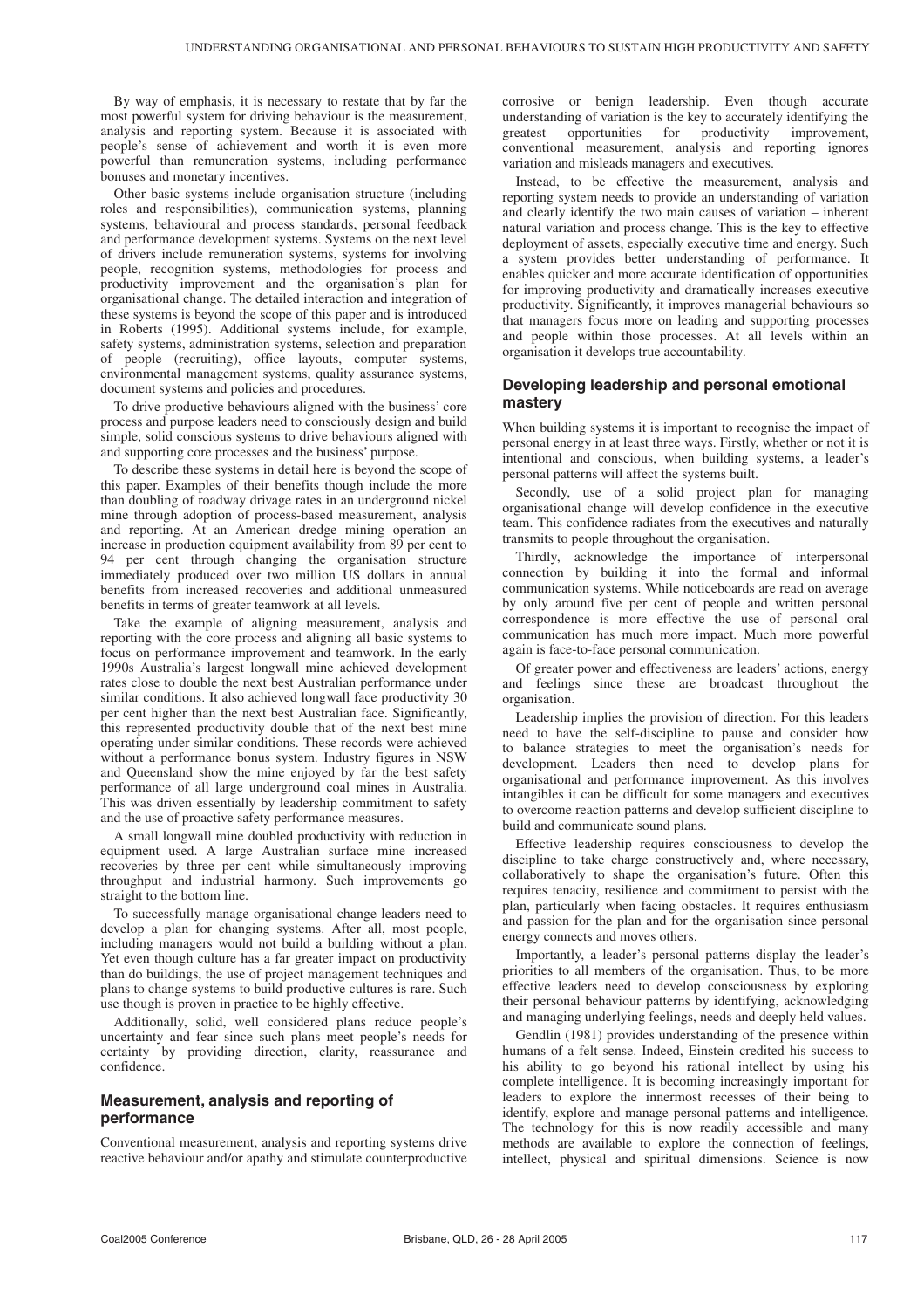By way of emphasis, it is necessary to restate that by far the most powerful system for driving behaviour is the measurement, analysis and reporting system. Because it is associated with people's sense of achievement and worth it is even more powerful than remuneration systems, including performance bonuses and monetary incentives.

Other basic systems include organisation structure (including roles and responsibilities), communication systems, planning systems, behavioural and process standards, personal feedback and performance development systems. Systems on the next level of drivers include remuneration systems, systems for involving people, recognition systems, methodologies for process and productivity improvement and the organisation's plan for organisational change. The detailed interaction and integration of these systems is beyond the scope of this paper and is introduced in Roberts (1995). Additional systems include, for example, safety systems, administration systems, selection and preparation of people (recruiting), office layouts, computer systems, environmental management systems, quality assurance systems, document systems and policies and procedures.

To drive productive behaviours aligned with the business' core process and purpose leaders need to consciously design and build simple, solid conscious systems to drive behaviours aligned with and supporting core processes and the business' purpose.

To describe these systems in detail here is beyond the scope of this paper. Examples of their benefits though include the more than doubling of roadway drivage rates in an underground nickel mine through adoption of process-based measurement, analysis and reporting. At an American dredge mining operation an increase in production equipment availability from 89 per cent to 94 per cent through changing the organisation structure immediately produced over two million US dollars in annual benefits from increased recoveries and additional unmeasured benefits in terms of greater teamwork at all levels.

Take the example of aligning measurement, analysis and reporting with the core process and aligning all basic systems to focus on performance improvement and teamwork. In the early 1990s Australia's largest longwall mine achieved development rates close to double the next best Australian performance under similar conditions. It also achieved longwall face productivity 30 per cent higher than the next best Australian face. Significantly, this represented productivity double that of the next best mine operating under similar conditions. These records were achieved without a performance bonus system. Industry figures in NSW and Queensland show the mine enjoyed by far the best safety performance of all large underground coal mines in Australia. This was driven essentially by leadership commitment to safety and the use of proactive safety performance measures.

A small longwall mine doubled productivity with reduction in equipment used. A large Australian surface mine increased recoveries by three per cent while simultaneously improving throughput and industrial harmony. Such improvements go straight to the bottom line.

To successfully manage organisational change leaders need to develop a plan for changing systems. After all, most people, including managers would not build a building without a plan. Yet even though culture has a far greater impact on productivity than do buildings, the use of project management techniques and plans to change systems to build productive cultures is rare. Such use though is proven in practice to be highly effective.

Additionally, solid, well considered plans reduce people's uncertainty and fear since such plans meet people's needs for certainty by providing direction, clarity, reassurance and confidence.

## Measurement, analysis and reporting of performance

Conventional measurement, analysis and reporting systems drive reactive behaviour and/or apathy and stimulate counterproductive corrosive or benign leadership. Even though accurate understanding of variation is the key to accurately identifying the greatest opportunities for productivity improvement, conventional measurement, analysis and reporting ignores variation and misleads managers and executives.

Instead, to be effective the measurement, analysis and reporting system needs to provide an understanding of variation and clearly identify the two main causes of variation – inherent natural variation and process change. This is the key to effective deployment of assets, especially executive time and energy. Such a system provides better understanding of performance. It enables quicker and more accurate identification of opportunities for improving productivity and dramatically increases executive productivity. Significantly, it improves managerial behaviours so that managers focus more on leading and supporting processes and people within those processes. At all levels within an organisation it develops true accountability.

## Developing leadership and personal emotional mastery

When building systems it is important to recognise the impact of personal energy in at least three ways. Firstly, whether or not it is intentional and conscious, when building systems, a leader's personal patterns will affect the systems built.

Secondly, use of a solid project plan for managing organisational change will develop confidence in the executive team. This confidence radiates from the executives and naturally transmits to people throughout the organisation.

Thirdly, acknowledge the importance of interpersonal connection by building it into the formal and informal communication systems. While noticeboards are read on average by only around five per cent of people and written personal correspondence is more effective the use of personal oral communication has much more impact. Much more powerful again is face-to-face personal communication.

Of greater power and effectiveness are leaders' actions, energy and feelings since these are broadcast throughout the organisation.

Leadership implies the provision of direction. For this leaders need to have the self-discipline to pause and consider how to balance strategies to meet the organisation's needs for development. Leaders then need to develop plans for organisational and performance improvement. As this involves intangibles it can be difficult for some managers and executives to overcome reaction patterns and develop sufficient discipline to build and communicate sound plans.

Effective leadership requires consciousness to develop the discipline to take charge constructively and, where necessary, collaboratively to shape the organisation's future. Often this requires tenacity, resilience and commitment to persist with the plan, particularly when facing obstacles. It requires enthusiasm and passion for the plan and for the organisation since personal energy connects and moves others.

Importantly, a leader's personal patterns display the leader's priorities to all members of the organisation. Thus, to be more effective leaders need to develop consciousness by exploring their personal behaviour patterns by identifying, acknowledging and managing underlying feelings, needs and deeply held values.

Gendlin (1981) provides understanding of the presence within humans of a felt sense. Indeed, Einstein credited his success to his ability to go beyond his rational intellect by using his complete intelligence. It is becoming increasingly important for leaders to explore the innermost recesses of their being to identify, explore and manage personal patterns and intelligence. The technology for this is now readily accessible and many methods are available to explore the connection of feelings, intellect, physical and spiritual dimensions. Science is now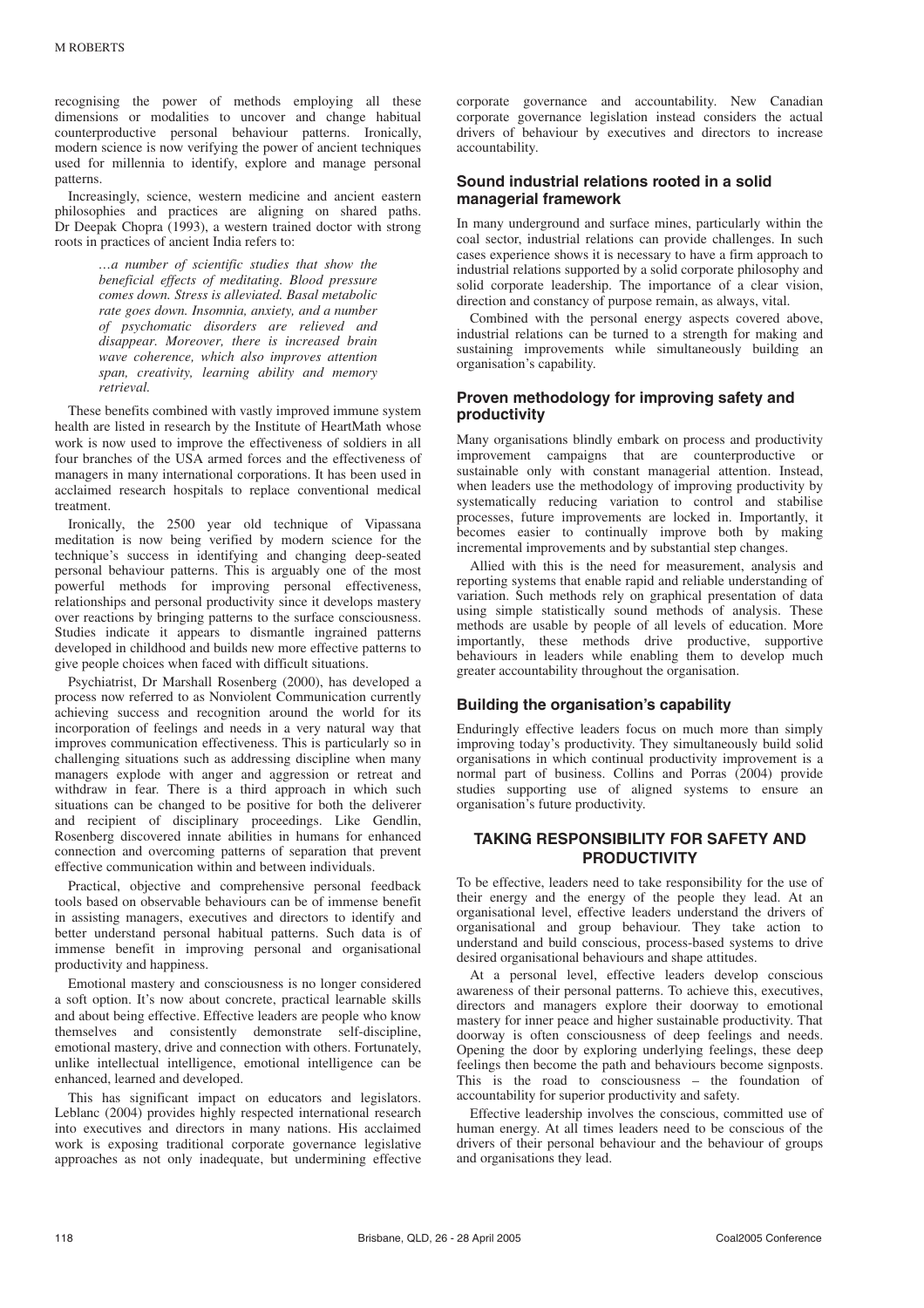recognising the power of methods employing all these dimensions or modalities to uncover and change habitual counterproductive personal behaviour patterns. Ironically, modern science is now verifying the power of ancient techniques used for millennia to identify, explore and manage personal patterns.

Increasingly, science, western medicine and ancient eastern philosophies and practices are aligning on shared paths. Dr Deepak Chopra (1993), a western trained doctor with strong roots in practices of ancient India refers to:

> *…a number of scientific studies that show the beneficial effects of meditating. Blood pressure comes down. Stress is alleviated. Basal metabolic rate goes down. Insomnia, anxiety, and a number of psychomatic disorders are relieved and disappear. Moreover, there is increased brain wave coherence, which also improves attention span, creativity, learning ability and memory retrieval.*

These benefits combined with vastly improved immune system health are listed in research by the Institute of HeartMath whose work is now used to improve the effectiveness of soldiers in all four branches of the USA armed forces and the effectiveness of managers in many international corporations. It has been used in acclaimed research hospitals to replace conventional medical treatment.

Ironically, the 2500 year old technique of Vipassana meditation is now being verified by modern science for the technique's success in identifying and changing deep-seated personal behaviour patterns. This is arguably one of the most powerful methods for improving personal effectiveness, relationships and personal productivity since it develops mastery over reactions by bringing patterns to the surface consciousness. Studies indicate it appears to dismantle ingrained patterns developed in childhood and builds new more effective patterns to give people choices when faced with difficult situations.

Psychiatrist, Dr Marshall Rosenberg (2000), has developed a process now referred to as Nonviolent Communication currently achieving success and recognition around the world for its incorporation of feelings and needs in a very natural way that improves communication effectiveness. This is particularly so in challenging situations such as addressing discipline when many managers explode with anger and aggression or retreat and withdraw in fear. There is a third approach in which such situations can be changed to be positive for both the deliverer and recipient of disciplinary proceedings. Like Gendlin, Rosenberg discovered innate abilities in humans for enhanced connection and overcoming patterns of separation that prevent effective communication within and between individuals.

Practical, objective and comprehensive personal feedback tools based on observable behaviours can be of immense benefit in assisting managers, executives and directors to identify and better understand personal habitual patterns. Such data is of immense benefit in improving personal and organisational productivity and happiness.

Emotional mastery and consciousness is no longer considered a soft option. It's now about concrete, practical learnable skills and about being effective. Effective leaders are people who know themselves and consistently demonstrate self-discipline, emotional mastery, drive and connection with others. Fortunately, unlike intellectual intelligence, emotional intelligence can be enhanced, learned and developed.

This has significant impact on educators and legislators. Leblanc (2004) provides highly respected international research into executives and directors in many nations. His acclaimed work is exposing traditional corporate governance legislative approaches as not only inadequate, but undermining effective corporate governance and accountability. New Canadian corporate governance legislation instead considers the actual drivers of behaviour by executives and directors to increase accountability.

### Sound industrial relations rooted in a solid managerial framework

In many underground and surface mines, particularly within the coal sector, industrial relations can provide challenges. In such cases experience shows it is necessary to have a firm approach to industrial relations supported by a solid corporate philosophy and solid corporate leadership. The importance of a clear vision, direction and constancy of purpose remain, as always, vital.

Combined with the personal energy aspects covered above, industrial relations can be turned to a strength for making and sustaining improvements while simultaneously building an organisation's capability.

### Proven methodology for improving safety and productivity

Many organisations blindly embark on process and productivity improvement campaigns that are counterproductive or sustainable only with constant managerial attention. Instead, when leaders use the methodology of improving productivity by systematically reducing variation to control and stabilise processes, future improvements are locked in. Importantly, it becomes easier to continually improve both by making incremental improvements and by substantial step changes.

Allied with this is the need for measurement, analysis and reporting systems that enable rapid and reliable understanding of variation. Such methods rely on graphical presentation of data using simple statistically sound methods of analysis. These methods are usable by people of all levels of education. More importantly, these methods drive productive, supportive behaviours in leaders while enabling them to develop much greater accountability throughout the organisation.

### Building the organisation's capability

Enduringly effective leaders focus on much more than simply improving today's productivity. They simultaneously build solid organisations in which continual productivity improvement is a normal part of business. Collins and Porras (2004) provide studies supporting use of aligned systems to ensure an organisation's future productivity.

## TAKING RESPONSIBILITY FOR SAFETY AND PRODUCTIVITY

To be effective, leaders need to take responsibility for the use of their energy and the energy of the people they lead. At an organisational level, effective leaders understand the drivers of organisational and group behaviour. They take action to understand and build conscious, process-based systems to drive desired organisational behaviours and shape attitudes.

At a personal level, effective leaders develop conscious awareness of their personal patterns. To achieve this, executives, directors and managers explore their doorway to emotional mastery for inner peace and higher sustainable productivity. That doorway is often consciousness of deep feelings and needs. Opening the door by exploring underlying feelings, these deep feelings then become the path and behaviours become signposts. This is the road to consciousness – the foundation of accountability for superior productivity and safety.

Effective leadership involves the conscious, committed use of human energy. At all times leaders need to be conscious of the drivers of their personal behaviour and the behaviour of groups and organisations they lead.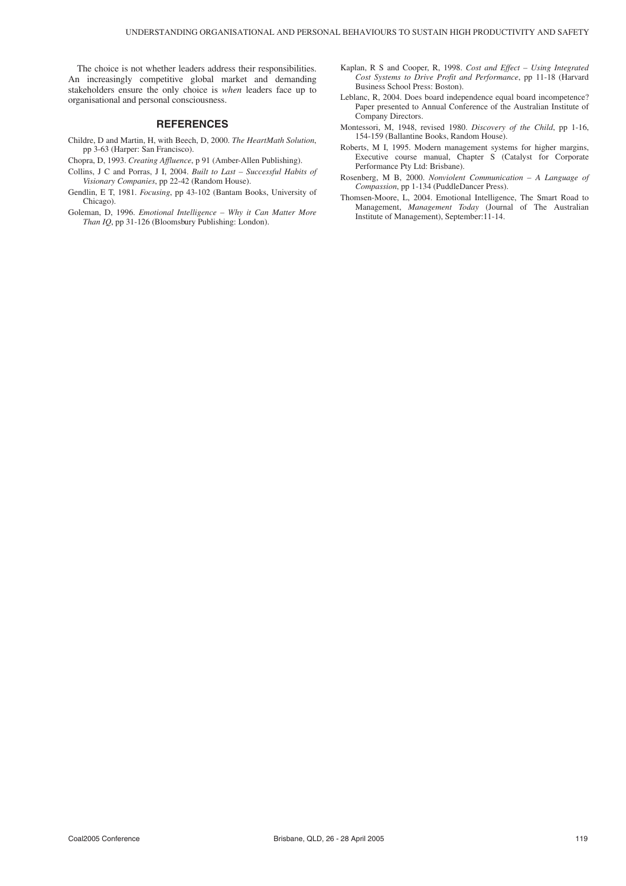The choice is not whether leaders address their responsibilities. An increasingly competitive global market and demanding stakeholders ensure the only choice is *when* leaders face up to organisational and personal consciousness.

## REFERENCES

Childre, D and Martin, H, with Beech, D, 2000. *The HeartMath Solution*, pp 3-63 (Harper: San Francisco).

Chopra, D, 1993. *Creating Affluence*, p 91 (Amber-Allen Publishing).

Collins, J C and Porras, J I, 2004. *Built to Last – Successful Habits of Visionary Companies*, pp 22-42 (Random House).

Gendlin, E T, 1981. *Focusing*, pp 43-102 (Bantam Books, University of Chicago).

Goleman, D, 1996. *Emotional Intelligence – Why it Can Matter More Than IQ*, pp 31-126 (Bloomsbury Publishing: London).

Kaplan, R S and Cooper, R, 1998. *Cost and Effect – Using Integrated Cost Systems to Drive Profit and Performance*, pp 11-18 (Harvard Business School Press: Boston).

Leblanc, R, 2004. Does board independence equal board incompetence? Paper presented to Annual Conference of the Australian Institute of Company Directors.

Montessori, M, 1948, revised 1980. *Discovery of the Child*, pp 1-16, 154-159 (Ballantine Books, Random House).

Roberts, M I, 1995. Modern management systems for higher margins, Executive course manual, Chapter S (Catalyst for Corporate Performance Pty Ltd: Brisbane).

Rosenberg, M B, 2000. *Nonviolent Communication – A Language of Compassion*, pp 1-134 (PuddleDancer Press).

Thomsen-Moore, L, 2004. Emotional Intelligence, The Smart Road to Management, *Management Today* (Journal of The Australian Institute of Management), September:11-14.